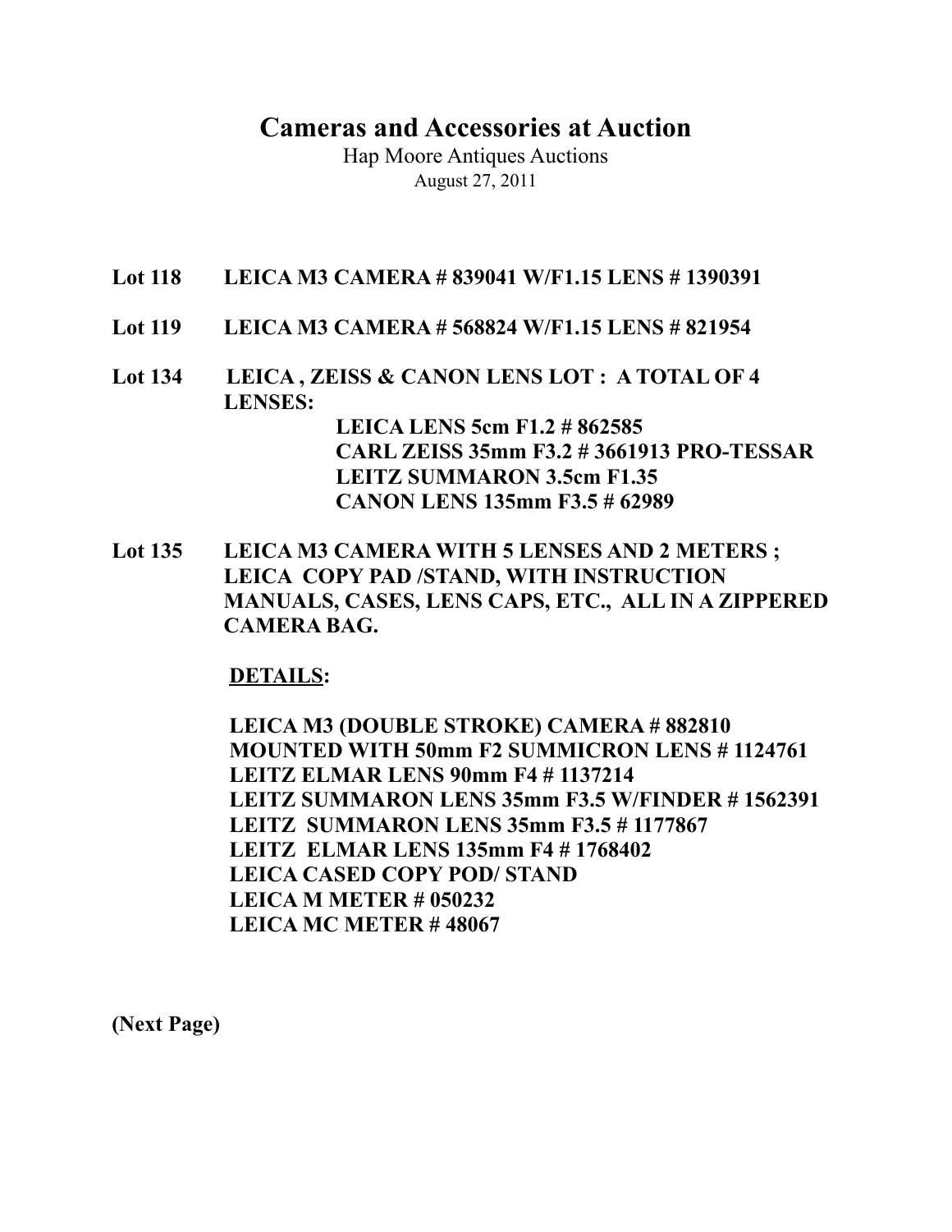# Cameras and Accessories at Auction

Hap Moore Antiques Auctions

August 27, 2011

**Lot 118 LEICA M3 CAMERA # 839041 W/F1.15 LENS # 1390391**

**Lot 119 LEICA M3 CAMERA # 568824 W/F1.15 LENS # 821954**

**Lot 134 LEICA , ZEISS & CANON LENS LOT : A TOTAL OF 4 LENSES:**

**LEICA LENS 5cm F1.2 # 862585**
**CARL ZEISS 35mm F3.2 # 3661913 PRO-TESSAR**
**LEITZ SUMMARON 3.5cm F1.35**
**CANON LENS 135mm F3.5 # 62989**

**Lot 135 LEICA M3 CAMERA WITH 5 LENSES AND 2 METERS ; LEICA COPY PAD /STAND, WITH INSTRUCTION MANUALS, CASES, LENS CAPS, ETC., ALL IN A ZIPPERED CAMERA BAG.**

**DETAILS:**

**LEICA M3 (DOUBLE STROKE) CAMERA # 882810**
**MOUNTED WITH 50mm F2 SUMMICRON LENS # 1124761**
**LEITZ ELMAR LENS 90mm F4 # 1137214**
**LEITZ SUMMARON LENS 35mm F3.5 W/FINDER # 1562391**
**LEITZ SUMMARON LENS 35mm F3.5 # 1177867**
**LEITZ ELMAR LENS 135mm F4 # 1768402**
**LEICA CASED COPY POD/ STAND**
**LEICA M METER # 050232**
**LEICA MC METER # 48067**

**(Next Page)**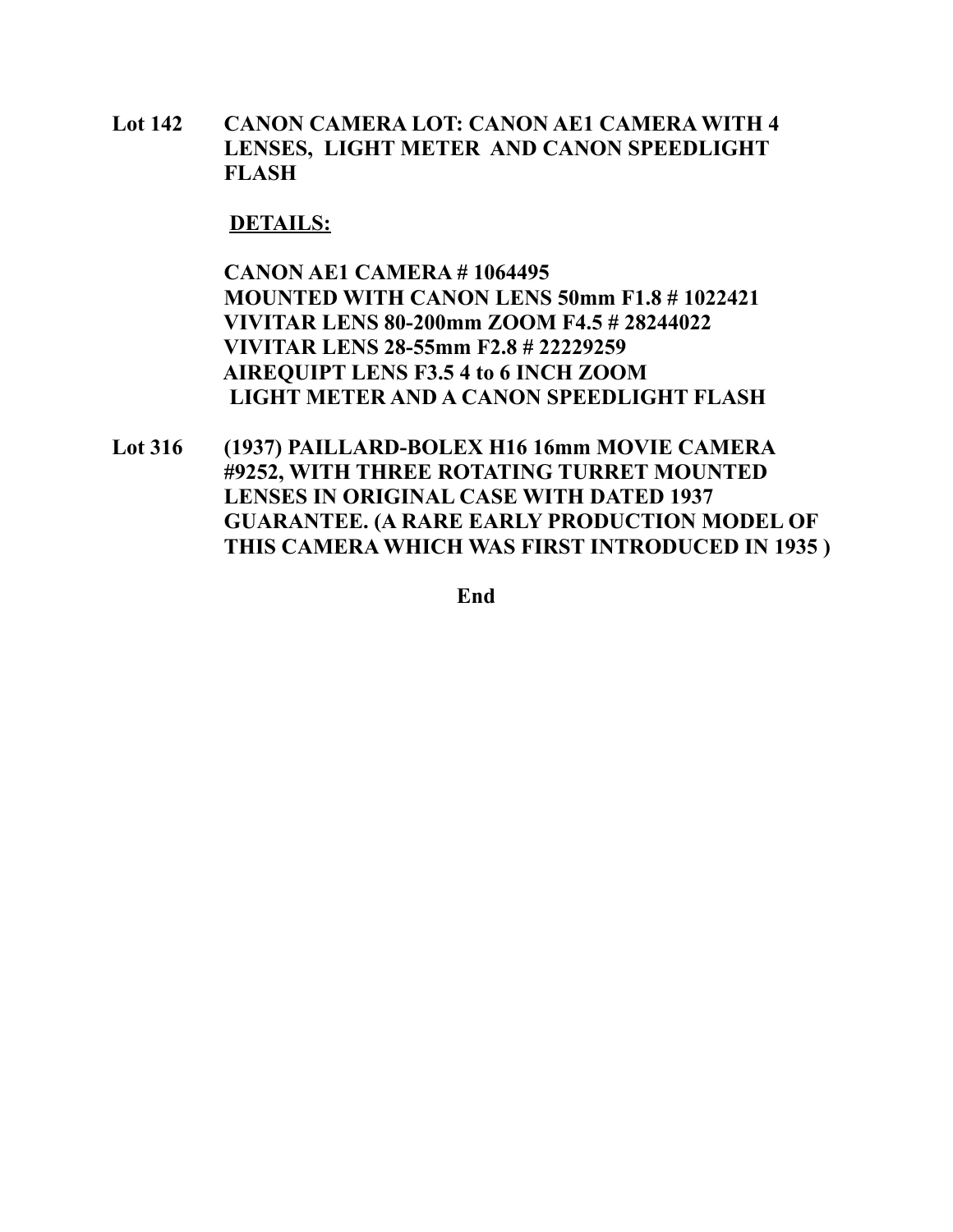**Lot 142 CANON CAMERA LOT: CANON AE1 CAMERA WITH 4 LENSES, LIGHT METER AND CANON SPEEDLIGHT FLASH**

**DETAILS:**

**CANON AE1 CAMERA # 1064495**
**MOUNTED WITH CANON LENS 50mm F1.8 # 1022421**
**VIVITAR LENS 80-200mm ZOOM F4.5 # 28244022**
**VIVITAR LENS 28-55mm F2.8 # 22229259**
**AIREQUIPT LENS F3.5 4 to 6 INCH ZOOM**
**LIGHT METER AND A CANON SPEEDLIGHT FLASH**

**Lot 316 (1937) PAILLARD-BOLEX H16 16mm MOVIE CAMERA #9252, WITH THREE ROTATING TURRET MOUNTED LENSES IN ORIGINAL CASE WITH DATED 1937 GUARANTEE. (A RARE EARLY PRODUCTION MODEL OF THIS CAMERA WHICH WAS FIRST INTRODUCED IN 1935 )**

**End**